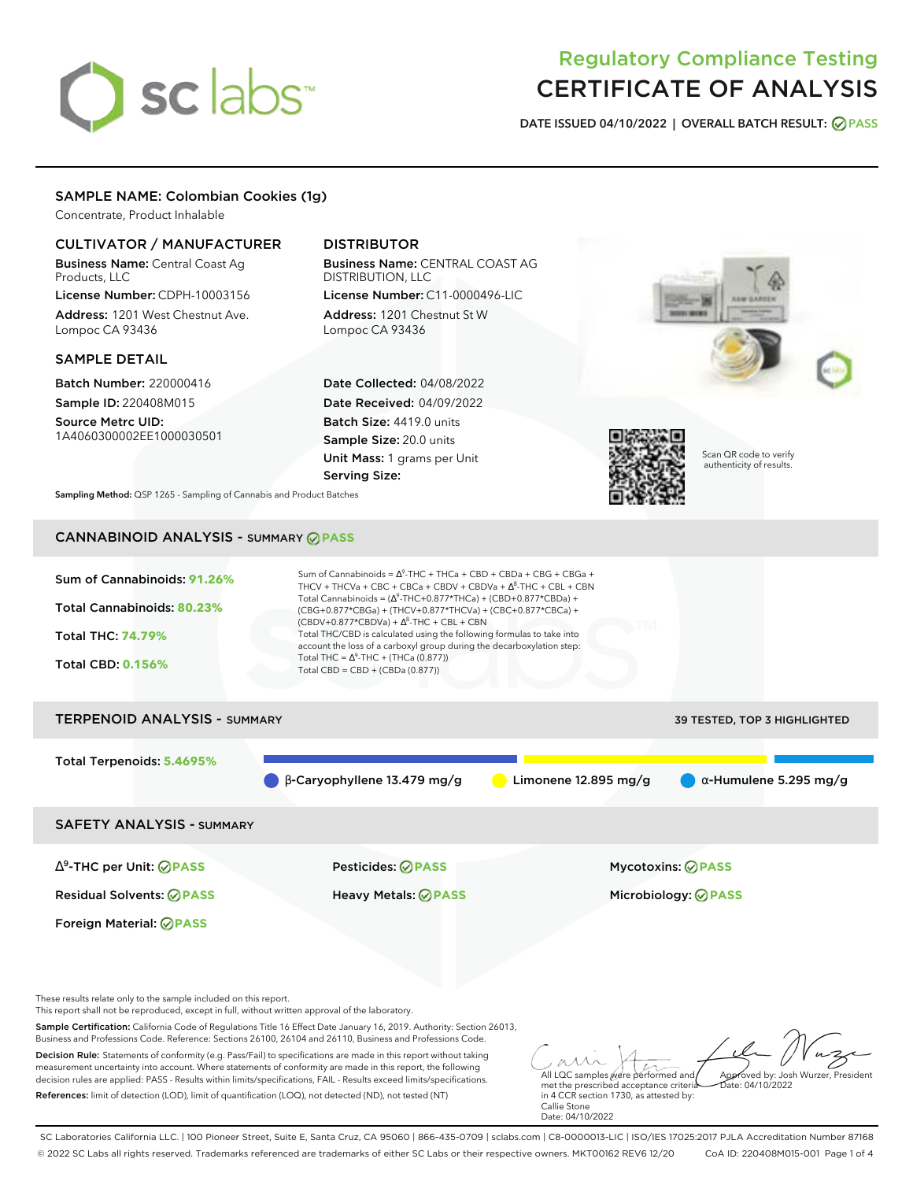# Regulatory Compliance Testing
# CERTIFICATE OF ANALYSIS

**DATE ISSUED** 04/10/2022 | **OVERALL BATCH RESULT:** PASS

## SAMPLE NAME: Colombian Cookies (1g)

Concentrate, Product Inhalable

### CULTIVATOR / MANUFACTURER

**Business Name:** Central Coast Ag Products, LLC

**License Number:** CDPH-10003156

**Address:** 1201 West Chestnut Ave. Lompoc CA 93436

### DISTRIBUTOR

**Business Name:** CENTRAL COAST AG DISTRIBUTION, LLC

**License Number:** C11-0000496-LIC

**Address:** 1201 Chestnut St W Lompoc CA 93436

### SAMPLE DETAIL

**Batch Number:** 220000416

**Sample ID:** 220408M015

**Source Metrc UID:** 1A4060300002EE1000030501

**Date Collected:** 04/08/2022

**Date Received:** 04/09/2022

**Batch Size:** 4419.0 units

**Sample Size:** 20.0 units

**Unit Mass:** 1 grams per Unit

**Serving Size:**

Scan QR code to verify authenticity of results.

**Sampling Method:** QSP 1265 - Sampling of Cannabis and Product Batches

## CANNABINOID ANALYSIS - SUMMARY PASS

**Sum of Cannabinoids:** 91.26%

**Total Cannabinoids:** 80.23%

**Total THC:** 74.79%

**Total CBD:** 0.156%

Sum of Cannabinoids = $\Delta^9$-THC + THCa + CBD + CBDa + CBG + CBGa + THCV + THCVa + CBC + CBCa + CBDV + CBDVa + $\Delta^8$-THC + CBL + CBN

Total Cannabinoids = ($\Delta^9$-THC+0.877*THCa) + (CBD+0.877*CBDa) + (CBG+0.877*CBGa) + (THCV+0.877*THCVa) + (CBC+0.877*CBCa) + (CBDV+0.877*CBDVa) + $\Delta^8$-THC + CBL + CBN

Total THC/CBD is calculated using the following formulas to take into account the loss of a carboxyl group during the decarboxylation step:

Total THC = $\Delta^9$-THC + (THCa (0.877))

Total CBD = CBD + (CBDa (0.877))

## TERPENOID ANALYSIS - SUMMARY

39 TESTED, TOP 3 HIGHLIGHTED

**Total Terpenoids:** 5.4695%

β-Caryophyllene 13.479 mg/g | Limonene 12.895 mg/g | α-Humulene 5.295 mg/g

## SAFETY ANALYSIS - SUMMARY

| | | |
|---|---|---|
| $\Delta^9$-THC per Unit: PASS | Pesticides: PASS | Mycotoxins: PASS |
| Residual Solvents: PASS | Heavy Metals: PASS | Microbiology: PASS |
| Foreign Material: PASS | | |

These results relate only to the sample included on this report.
This report shall not be reproduced, except in full, without written approval of the laboratory.

**Sample Certification:** California Code of Regulations Title 16 Effect Date January 16, 2019. Authority: Section 26013, Business and Professions Code. Reference: Sections 26100, 26104 and 26110, Business and Professions Code.

**Decision Rule:** Statements of conformity (e.g. Pass/Fail) to specifications are made in this report without taking measurement uncertainty into account. Where statements of conformity are made in this report, the following decision rules are applied: PASS - Results within limits/specifications, FAIL - Results exceed limits/specifications.

**References:** limit of detection (LOD), limit of quantification (LOQ), not detected (ND), not tested (NT)

All LQC samples were performed and met the prescribed acceptance criteria in 4 CCR section 1730, as attested by: Callie Stone Date: 04/10/2022

Approved by: Josh Wurzer, President Date: 04/10/2022

SC Laboratories California LLC. | 100 Pioneer Street, Suite E, Santa Cruz, CA 95060 | 866-435-0709 | sclabs.com | C8-0000013-LIC | ISO/IES 17025:2017 PJLA Accreditation Number 87168
© 2022 SC Labs all rights reserved. Trademarks referenced are trademarks of either SC Labs or their respective owners. MKT00162 REV6 12/20 CoA ID: 220408M015-001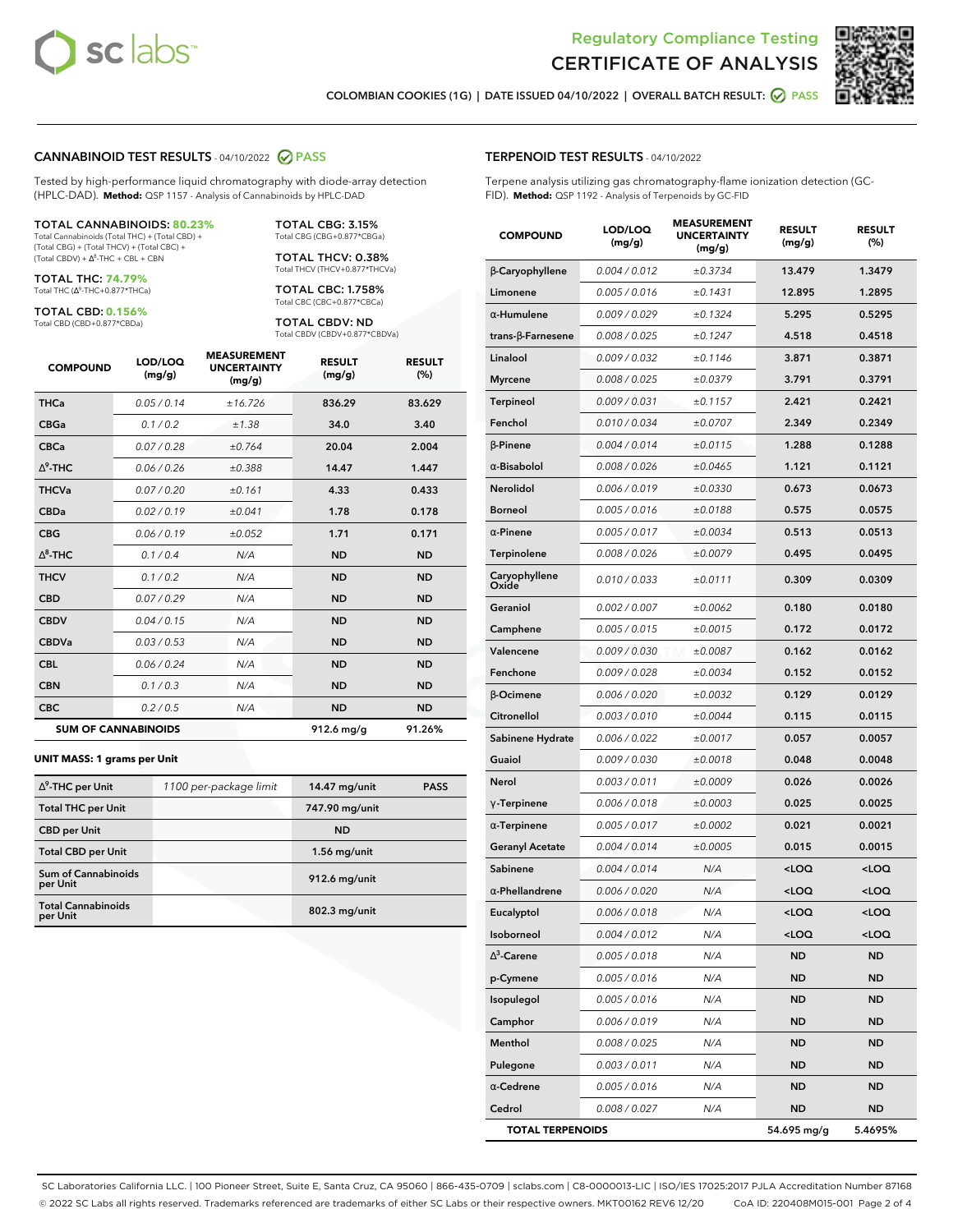Regulatory Compliance Testing
# CERTIFICATE OF ANALYSIS

COLOMBIAN COOKIES (1G) | DATE ISSUED 04/10/2022 | OVERALL BATCH RESULT: PASS

## CANNABINOID TEST RESULTS - 04/10/2022 PASS

Tested by high-performance liquid chromatography with diode-array detection (HPLC-DAD). **Method:** QSP 1157 - Analysis of Cannabinoids by HPLC-DAD

**TOTAL CANNABINOIDS: 80.23%**
Total Cannabinoids (Total THC) + (Total CBD) + (Total CBG) + (Total THCV) + (Total CBC) + (Total CBDV) + Δ⁸-THC + CBL + CBN

**TOTAL THC: 74.79%**
Total THC (Δ⁹-THC+0.877*THCa)

**TOTAL CBD: 0.156%**
Total CBD (CBD+0.877*CBDa)

**TOTAL CBG: 3.15%**
Total CBG (CBG+0.877*CBGa)

**TOTAL THCV: 0.38%**
Total THCV (THCV+0.877*THCVa)

**TOTAL CBC: 1.758%**
Total CBC (CBC+0.877*CBCa)

**TOTAL CBDV: ND**
Total CBDV (CBDV+0.877*CBDVa)

| COMPOUND | LOD/LOQ (mg/g) | MEASUREMENT UNCERTAINTY (mg/g) | RESULT (mg/g) | RESULT (%) |
|---|---|---|---|---|
| THCa | 0.05 / 0.14 | ±16.726 | 836.29 | 83.629 |
| CBGa | 0.1 / 0.2 | ±1.38 | 34.0 | 3.40 |
| CBCa | 0.07 / 0.28 | ±0.764 | 20.04 | 2.004 |
| Δ⁹-THC | 0.06 / 0.26 | ±0.388 | 14.47 | 1.447 |
| THCVa | 0.07 / 0.20 | ±0.161 | 4.33 | 0.433 |
| CBDa | 0.02 / 0.19 | ±0.041 | 1.78 | 0.178 |
| CBG | 0.06 / 0.19 | ±0.052 | 1.71 | 0.171 |
| Δ⁸-THC | 0.1 / 0.4 | N/A | ND | ND |
| THCV | 0.1 / 0.2 | N/A | ND | ND |
| CBD | 0.07 / 0.29 | N/A | ND | ND |
| CBDV | 0.04 / 0.15 | N/A | ND | ND |
| CBDVa | 0.03 / 0.53 | N/A | ND | ND |
| CBL | 0.06 / 0.24 | N/A | ND | ND |
| CBN | 0.1 / 0.3 | N/A | ND | ND |
| CBC | 0.2 / 0.5 | N/A | ND | ND |
| **SUM OF CANNABINOIDS** | | | 912.6 mg/g | 91.26% |

**UNIT MASS: 1 grams per Unit**

| | | | |
|---|---|---|---|
| Δ⁹-THC per Unit | 1100 per-package limit | 14.47 mg/unit | PASS |
| Total THC per Unit | | 747.90 mg/unit | |
| CBD per Unit | | ND | |
| Total CBD per Unit | | 1.56 mg/unit | |
| Sum of Cannabinoids per Unit | | 912.6 mg/unit | |
| Total Cannabinoids per Unit | | 802.3 mg/unit | |

## TERPENOID TEST RESULTS - 04/10/2022

Terpene analysis utilizing gas chromatography-flame ionization detection (GC-FID). **Method:** QSP 1192 - Analysis of Terpenoids by GC-FID

| COMPOUND | LOD/LOQ (mg/g) | MEASUREMENT UNCERTAINTY (mg/g) | RESULT (mg/g) | RESULT (%) |
|---|---|---|---|---|
| β-Caryophyllene | 0.004 / 0.012 | ±0.3734 | 13.479 | 1.3479 |
| Limonene | 0.005 / 0.016 | ±0.1431 | 12.895 | 1.2895 |
| α-Humulene | 0.009 / 0.029 | ±0.1324 | 5.295 | 0.5295 |
| trans-β-Farnesene | 0.008 / 0.025 | ±0.1247 | 4.518 | 0.4518 |
| Linalool | 0.009 / 0.032 | ±0.1146 | 3.871 | 0.3871 |
| Myrcene | 0.008 / 0.025 | ±0.0379 | 3.791 | 0.3791 |
| Terpineol | 0.009 / 0.031 | ±0.1157 | 2.421 | 0.2421 |
| Fenchol | 0.010 / 0.034 | ±0.0707 | 2.349 | 0.2349 |
| β-Pinene | 0.004 / 0.014 | ±0.0115 | 1.288 | 0.1288 |
| α-Bisabolol | 0.008 / 0.026 | ±0.0465 | 1.121 | 0.1121 |
| Nerolidol | 0.006 / 0.019 | ±0.0330 | 0.673 | 0.0673 |
| Borneol | 0.005 / 0.016 | ±0.0188 | 0.575 | 0.0575 |
| α-Pinene | 0.005 / 0.017 | ±0.0034 | 0.513 | 0.0513 |
| Terpinolene | 0.008 / 0.026 | ±0.0079 | 0.495 | 0.0495 |
| Caryophyllene Oxide | 0.010 / 0.033 | ±0.0111 | 0.309 | 0.0309 |
| Geraniol | 0.002 / 0.007 | ±0.0062 | 0.180 | 0.0180 |
| Camphene | 0.005 / 0.015 | ±0.0015 | 0.172 | 0.0172 |
| Valencene | 0.009 / 0.030 | ±0.0087 | 0.162 | 0.0162 |
| Fenchone | 0.009 / 0.028 | ±0.0034 | 0.152 | 0.0152 |
| β-Ocimene | 0.006 / 0.020 | ±0.0032 | 0.129 | 0.0129 |
| Citronellol | 0.003 / 0.010 | ±0.0044 | 0.115 | 0.0115 |
| Sabinene Hydrate | 0.006 / 0.022 | ±0.0017 | 0.057 | 0.0057 |
| Guaiol | 0.009 / 0.030 | ±0.0018 | 0.048 | 0.0048 |
| Nerol | 0.003 / 0.011 | ±0.0009 | 0.026 | 0.0026 |
| γ-Terpinene | 0.006 / 0.018 | ±0.0003 | 0.025 | 0.0025 |
| α-Terpinene | 0.005 / 0.017 | ±0.0002 | 0.021 | 0.0021 |
| Geranyl Acetate | 0.004 / 0.014 | ±0.0005 | 0.015 | 0.0015 |
| Sabinene | 0.004 / 0.014 | N/A | <LOQ | <LOQ |
| α-Phellandrene | 0.006 / 0.020 | N/A | <LOQ | <LOQ |
| Eucalyptol | 0.006 / 0.018 | N/A | <LOQ | <LOQ |
| Isoborneol | 0.004 / 0.012 | N/A | <LOQ | <LOQ |
| Δ³-Carene | 0.005 / 0.018 | N/A | ND | ND |
| p-Cymene | 0.005 / 0.016 | N/A | ND | ND |
| Isopulegol | 0.005 / 0.016 | N/A | ND | ND |
| Camphor | 0.006 / 0.019 | N/A | ND | ND |
| Menthol | 0.008 / 0.025 | N/A | ND | ND |
| Pulegone | 0.003 / 0.011 | N/A | ND | ND |
| α-Cedrene | 0.005 / 0.016 | N/A | ND | ND |
| Cedrol | 0.008 / 0.027 | N/A | ND | ND |
| **TOTAL TERPENOIDS** | | | 54.695 mg/g | 5.4695% |

SC Laboratories California LLC. | 100 Pioneer Street, Suite E, Santa Cruz, CA 95060 | 866-435-0709 | sclabs.com | C8-0000013-LIC | ISO/IES 17025:2017 PJLA Accreditation Number 87168
© 2022 SC Labs all rights reserved. Trademarks referenced are trademarks of either SC Labs or their respective owners. MKT00162 REV6 12/20 CoA ID: 220408M015-001